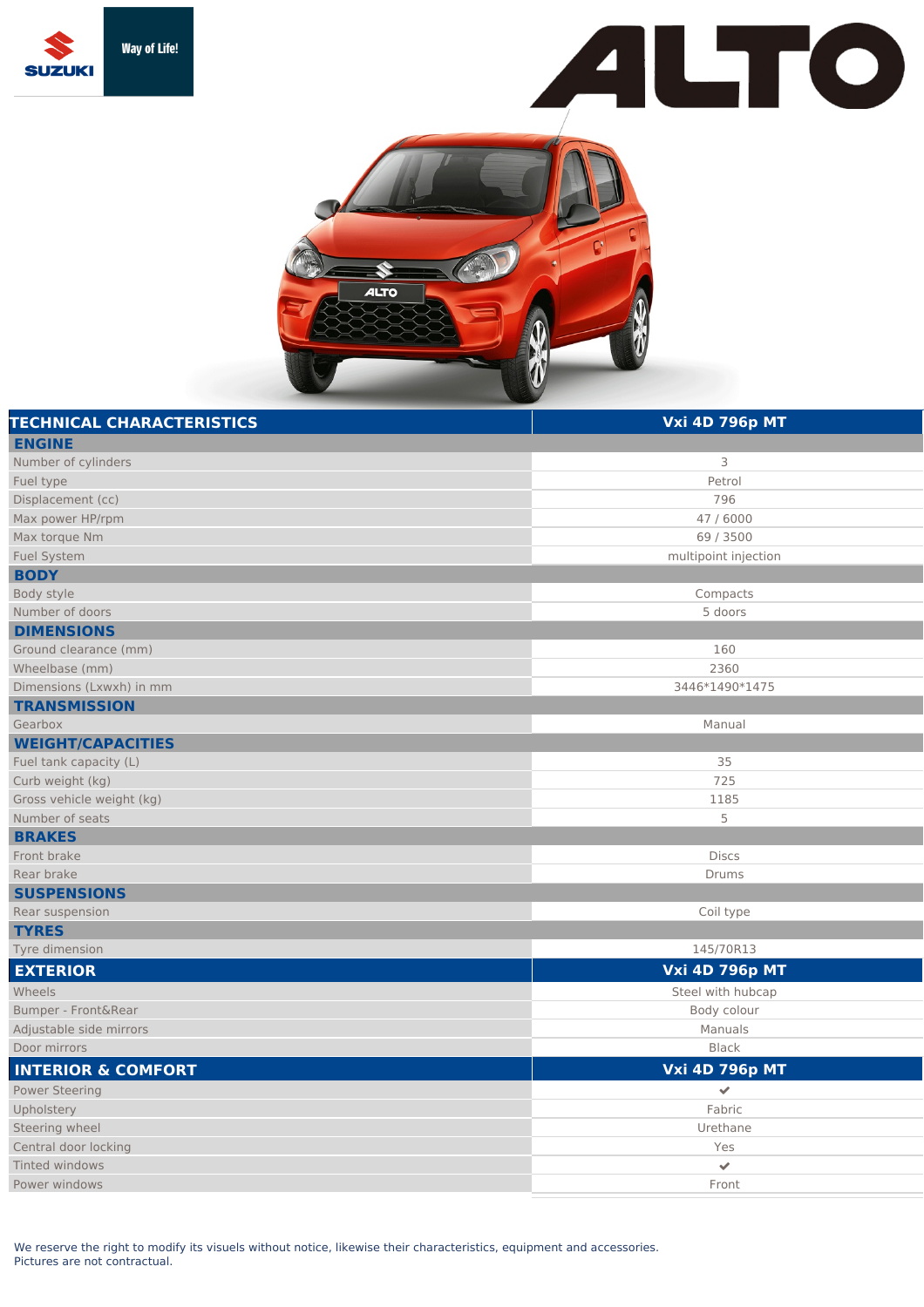SUZUKI Way of Life!

# ALTO

| TECHNICAL CHARACTERISTICS | Vxi 4D 796p MT |
|---|---|
| **ENGINE** | |
| Number of cylinders | 3 |
| Fuel type | Petrol |
| Displacement (cc) | 796 |
| Max power HP/rpm | 47 / 6000 |
| Max torque Nm | 69 / 3500 |
| Fuel System | multipoint injection |
| **BODY** | |
| Body style | Compacts |
| Number of doors | 5 doors |
| **DIMENSIONS** | |
| Ground clearance (mm) | 160 |
| Wheelbase (mm) | 2360 |
| Dimensions (Lxwxh) in mm | 3446*1490*1475 |
| **TRANSMISSION** | |
| Gearbox | Manual |
| **WEIGHT/CAPACITIES** | |
| Fuel tank capacity (L) | 35 |
| Curb weight (kg) | 725 |
| Gross vehicle weight (kg) | 1185 |
| Number of seats | 5 |
| **BRAKES** | |
| Front brake | Discs |
| Rear brake | Drums |
| **SUSPENSIONS** | |
| Rear suspension | Coil type |
| **TYRES** | |
| Tyre dimension | 145/70R13 |

| EXTERIOR | Vxi 4D 796p MT |
|---|---|
| Wheels | Steel with hubcap |
| Bumper - Front&Rear | Body colour |
| Adjustable side mirrors | Manuals |
| Door mirrors | Black |

| INTERIOR & COMFORT | Vxi 4D 796p MT |
|---|---|
| Power Steering | ✔ |
| Upholstery | Fabric |
| Steering wheel | Urethane |
| Central door locking | Yes |
| Tinted windows | ✔ |
| Power windows | Front |

We reserve the right to modify its visuels without notice, likewise their characteristics, equipment and accessories.
Pictures are not contractual.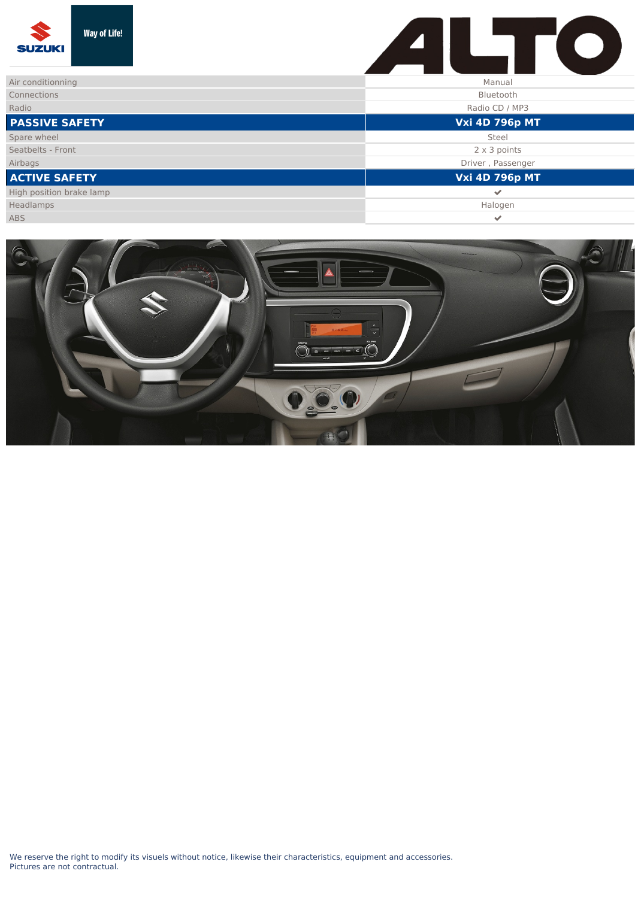| | |
|---|---|
| Air conditionning | Manual |
| Connections | Bluetooth |
| Radio | Radio CD / MP3 |
| **PASSIVE SAFETY** | **Vxi 4D 796p MT** |
| Spare wheel | Steel |
| Seatbelts - Front | 2 x 3 points |
| Airbags | Driver , Passenger |
| **ACTIVE SAFETY** | **Vxi 4D 796p MT** |
| High position brake lamp | ✔ |
| Headlamps | Halogen |
| ABS | ✔ |

We reserve the right to modify its visuals without notice, likewise their characteristics, equipment and accessories.
Pictures are not contractual.